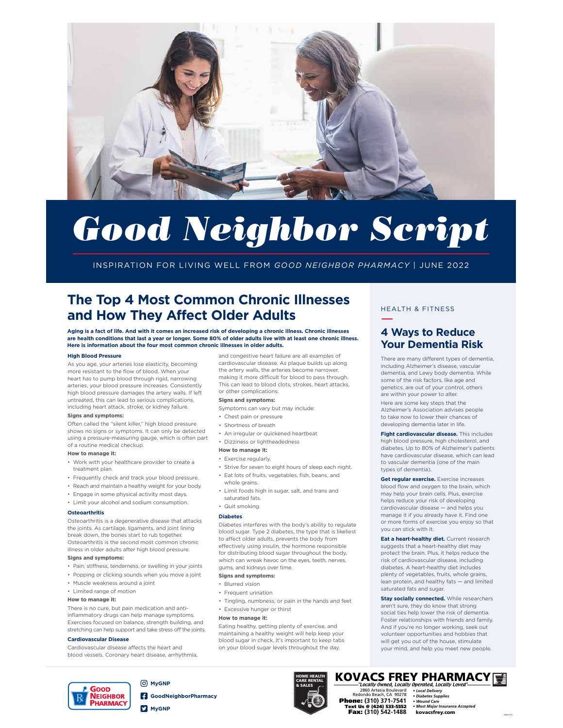# Good Neighbor Script

INSPIRATION FOR LIVING WELL FROM *GOOD NEIGHBOR PHARMACY* | JUNE 2022

## The Top 4 Most Common Chronic Illnesses and How They Affect Older Adults

**Aging is a fact of life. And with it comes an increased risk of developing a chronic illness. Chronic illnesses are health conditions that last a year or longer. Some 80% of older adults live with at least one chronic illness. Here is information about the four most common chronic illnesses in older adults.**

### High Blood Pressure

As you age, your arteries lose elasticity, becoming more resistant to the flow of blood. When your heart has to pump blood through rigid, narrowing arteries, your blood pressure increases. Consistently high blood pressure damages the artery walls. If left untreated, this can lead to serious complications, including heart attack, stroke, or kidney failure.

**Signs and symptoms:**

Often called the "silent killer," high blood pressure shows no signs or symptoms. It can only be detected using a pressure-measuring gauge, which is often part of a routine medical checkup.

**How to manage it:**

- Work with your healthcare provider to create a treatment plan.
- Frequently check and track your blood pressure.
- Reach and maintain a healthy weight for your body.
- Engage in some physical activity most days.
- Limit your alcohol and sodium consumption.

### Osteoarthritis

Osteoarthritis is a degenerative disease that attacks the joints. As cartilage, ligaments, and joint lining break down, the bones start to rub together. Osteoarthritis is the second most common chronic illness in older adults after high blood pressure.

**Signs and symptoms:**

- Pain, stiffness, tenderness, or swelling in your joints
- Popping or clicking sounds when you move a joint
- Muscle weakness around a joint
- Limited range of motion

**How to manage it:**

There is no cure, but pain medication and anti-inflammatory drugs can help manage symptoms. Exercises focused on balance, strength building, and stretching can help support and take stress off the joints.

### Cardiovascular Disease

Cardiovascular disease affects the heart and blood vessels. Coronary heart disease, arrhythmia, and congestive heart failure are all examples of cardiovascular disease. As plaque builds up along the artery walls, the arteries become narrower, making it more difficult for blood to pass through. This can lead to blood clots, strokes, heart attacks, or other complications.

**Signs and symptoms:**

Symptoms can vary but may include:

- Chest pain or pressure
- Shortness of breath
- An irregular or quickened heartbeat
- Dizziness or lightheadedness

**How to manage it:**

- Exercise regularly.
- Strive for seven to eight hours of sleep each night.
- Eat lots of fruits, vegetables, fish, beans, and whole grains.
- Limit foods high in sugar, salt, and trans and saturated fats.
- Quit smoking.

### Diabetes

Diabetes interferes with the body's ability to regulate blood sugar. Type 2 diabetes, the type that is likeliest to affect older adults, prevents the body from effectively using insulin, the hormone responsible for distributing blood sugar throughout the body, which can wreak havoc on the eyes, teeth, nerves, gums, and kidneys over time.

**Signs and symptoms:**

- Blurred vision
- Frequent urination
- Tingling, numbness, or pain in the hands and feet
- Excessive hunger or thirst

**How to manage it:**

Eating healthy, getting plenty of exercise, and maintaining a healthy weight will help keep your blood sugar in check. It's important to keep tabs on your blood sugar levels throughout the day.

HEALTH & FITNESS

## 4 Ways to Reduce Your Dementia Risk

There are many different types of dementia, including Alzheimer's disease, vascular dementia, and Lewy body dementia. While some of the risk factors, like age and genetics, are out of your control, others are within your power to alter.

Here are some key steps that the Alzheimer's Association advises people to take now to lower their chances of developing dementia later in life.

**Fight cardiovascular disease.** This includes high blood pressure, high cholesterol, and diabetes. Up to 80% of Alzheimer's patients have cardiovascular disease, which can lead to vascular dementia (one of the main types of dementia).

**Get regular exercise.** Exercise increases blood flow and oxygen to the brain, which may help your brain cells. Plus, exercise helps reduce your risk of developing cardiovascular disease — and helps you manage it if you already have it. Find one or more forms of exercise you enjoy so that you can stick with it.

**Eat a heart-healthy diet.** Current research suggests that a heart-healthy diet may protect the brain. Plus, it helps reduce the risk of cardiovascular disease, including diabetes. A heart-healthy diet includes plenty of vegetables, fruits, whole grains, lean protein, and healthy fats — and limited saturated fats and sugar.

**Stay socially connected.** While researchers aren't sure, they do know that strong social ties help lower the risk of dementia. Foster relationships with friends and family. And if you're no longer working, seek out volunteer opportunities and hobbies that will get you out of the house, stimulate your mind, and help you meet new people.

---

Good Neighbor Pharmacy

MyGNP
GoodNeighborPharmacy
MyGNP

HOME HEALTH CARE RENTAL & SALES

**KOVACS FREY PHARMACY**

*"Locally Owned, Locally Operated, Locally Loved"*

2860 Artesia Boulevard
Redondo Beach, CA 90278

**Phone:** (310) 371-7541
**Text Us @** (424) 533-5552
**Fax:** (310) 542-1488

- *Local Delivery*
- *Diabetes Supplies*
- *Wound Care*
- *Most Major Insurance Accepted*

kovacsfrey.com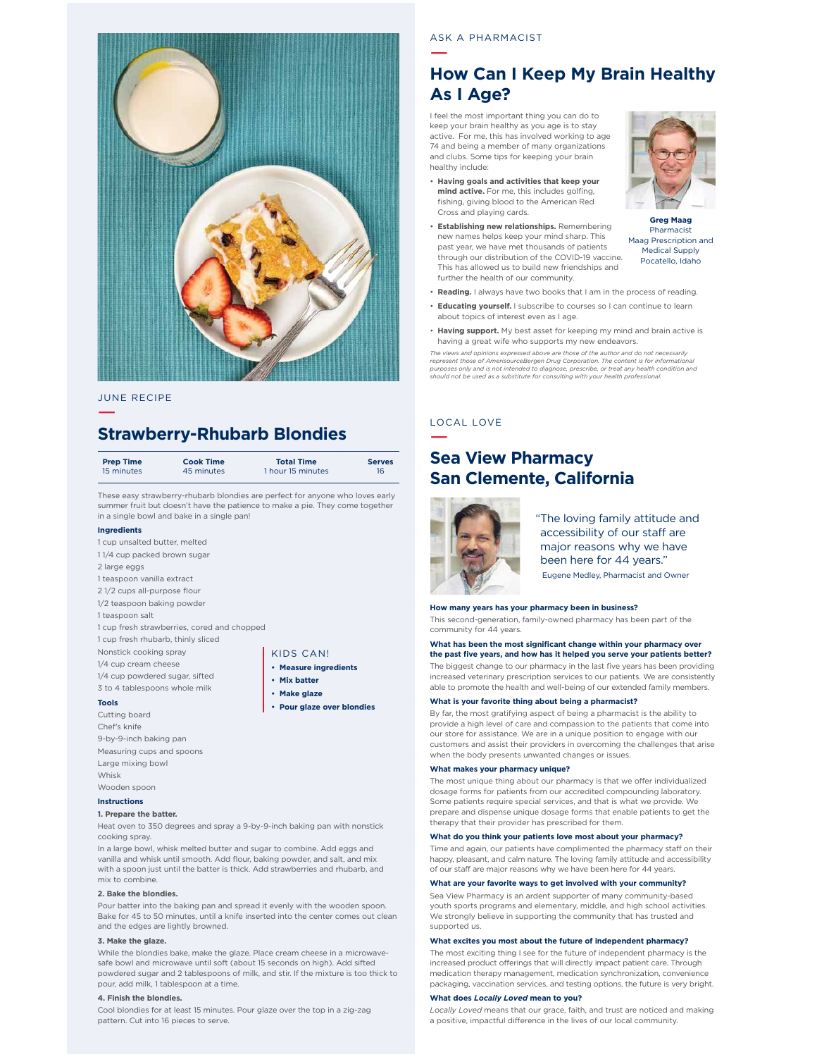JUNE RECIPE

## Strawberry-Rhubarb Blondies

| Prep Time | Cook Time | Total Time | Serves |
|---|---|---|---|
| 15 minutes | 45 minutes | 1 hour 15 minutes | 16 |

These easy strawberry-rhubarb blondies are perfect for anyone who loves early summer fruit but doesn't have the patience to make a pie. They come together in a single bowl and bake in a single pan!

### Ingredients

1 cup unsalted butter, melted
1 1/4 cup packed brown sugar
2 large eggs
1 teaspoon vanilla extract
2 1/2 cups all-purpose flour
1/2 teaspoon baking powder
1 teaspoon salt
1 cup fresh strawberries, cored and chopped
1 cup fresh rhubarb, thinly sliced
Nonstick cooking spray
1/4 cup cream cheese
1/4 cup powdered sugar, sifted
3 to 4 tablespoons whole milk

### Tools

Cutting board
Chef's knife
9-by-9-inch baking pan
Measuring cups and spoons
Large mixing bowl
Whisk
Wooden spoon

KIDS CAN!

- **Measure ingredients**
- **Mix batter**
- **Make glaze**
- **Pour glaze over blondies**

### Instructions

**1. Prepare the batter.**

Heat oven to 350 degrees and spray a 9-by-9-inch baking pan with nonstick cooking spray.

In a large bowl, whisk melted butter and sugar to combine. Add eggs and vanilla and whisk until smooth. Add flour, baking powder, and salt, and mix with a spoon just until the batter is thick. Add strawberries and rhubarb, and mix to combine.

**2. Bake the blondies.**

Pour batter into the baking pan and spread it evenly with the wooden spoon. Bake for 45 to 50 minutes, until a knife inserted into the center comes out clean and the edges are lightly browned.

**3. Make the glaze.**

While the blondies bake, make the glaze. Place cream cheese in a microwave-safe bowl and microwave until soft (about 15 seconds on high). Add sifted powdered sugar and 2 tablespoons of milk, and stir. If the mixture is too thick to pour, add milk, 1 tablespoon at a time.

**4. Finish the blondies.**

Cool blondies for at least 15 minutes. Pour glaze over the top in a zig-zag pattern. Cut into 16 pieces to serve.

ASK A PHARMACIST

## How Can I Keep My Brain Healthy As I Age?

I feel the most important thing you can do to keep your brain healthy as you age is to stay active. For me, this has involved working to age 74 and being a member of many organizations and clubs. Some tips for keeping your brain healthy include:

- **Having goals and activities that keep your mind active.** For me, this includes golfing, fishing, giving blood to the American Red Cross and playing cards.
- **Establishing new relationships.** Remembering new names helps keep your mind sharp. This past year, we have met thousands of patients through our distribution of the COVID-19 vaccine. This has allowed us to build new friendships and further the health of our community.
- **Reading.** I always have two books that I am in the process of reading.
- **Educating yourself.** I subscribe to courses so I can continue to learn about topics of interest even as I age.
- **Having support.** My best asset for keeping my mind and brain active is having a great wife who supports my new endeavors.

**Greg Maag**
Pharmacist
Maag Prescription and Medical Supply
Pocatello, Idaho

*The views and opinions expressed above are those of the author and do not necessarily represent those of AmerisourceBergen Drug Corporation. The content is for informational purposes only and is not intended to diagnose, prescribe, or treat any health condition and should not be used as a substitute for consulting with your health professional.*

LOCAL LOVE

## Sea View Pharmacy San Clemente, California

"The loving family attitude and accessibility of our staff are major reasons why we have been here for 44 years."

Eugene Medley, Pharmacist and Owner

**How many years has your pharmacy been in business?**

This second-generation, family-owned pharmacy has been part of the community for 44 years.

**What has been the most significant change within your pharmacy over the past five years, and how has it helped you serve your patients better?**

The biggest change to our pharmacy in the last five years has been providing increased veterinary prescription services to our patients. We are consistently able to promote the health and well-being of our extended family members.

**What is your favorite thing about being a pharmacist?**

By far, the most gratifying aspect of being a pharmacist is the ability to provide a high level of care and compassion to the patients that come into our store for assistance. We are in a unique position to engage with our customers and assist their providers in overcoming the challenges that arise when the body presents unwanted changes or issues.

**What makes your pharmacy unique?**

The most unique thing about our pharmacy is that we offer individualized dosage forms for patients from our accredited compounding laboratory. Some patients require special services, and that is what we provide. We prepare and dispense unique dosage forms that enable patients to get the therapy that their provider has prescribed for them.

**What do you think your patients love most about your pharmacy?**

Time and again, our patients have complimented the pharmacy staff on their happy, pleasant, and calm nature. The loving family attitude and accessibility of our staff are major reasons why we have been here for 44 years.

**What are your favorite ways to get involved with your community?**

Sea View Pharmacy is an ardent supporter of many community-based youth sports programs and elementary, middle, and high school activities. We strongly believe in supporting the community that has trusted and supported us.

**What excites you most about the future of independent pharmacy?**

The most exciting thing I see for the future of independent pharmacy is the increased product offerings that will directly impact patient care. Through medication therapy management, medication synchronization, convenience packaging, vaccination services, and testing options, the future is very bright.

**What does *Locally Loved* mean to you?**

*Locally Loved* means that our grace, faith, and trust are noticed and making a positive, impactful difference in the lives of our local community.